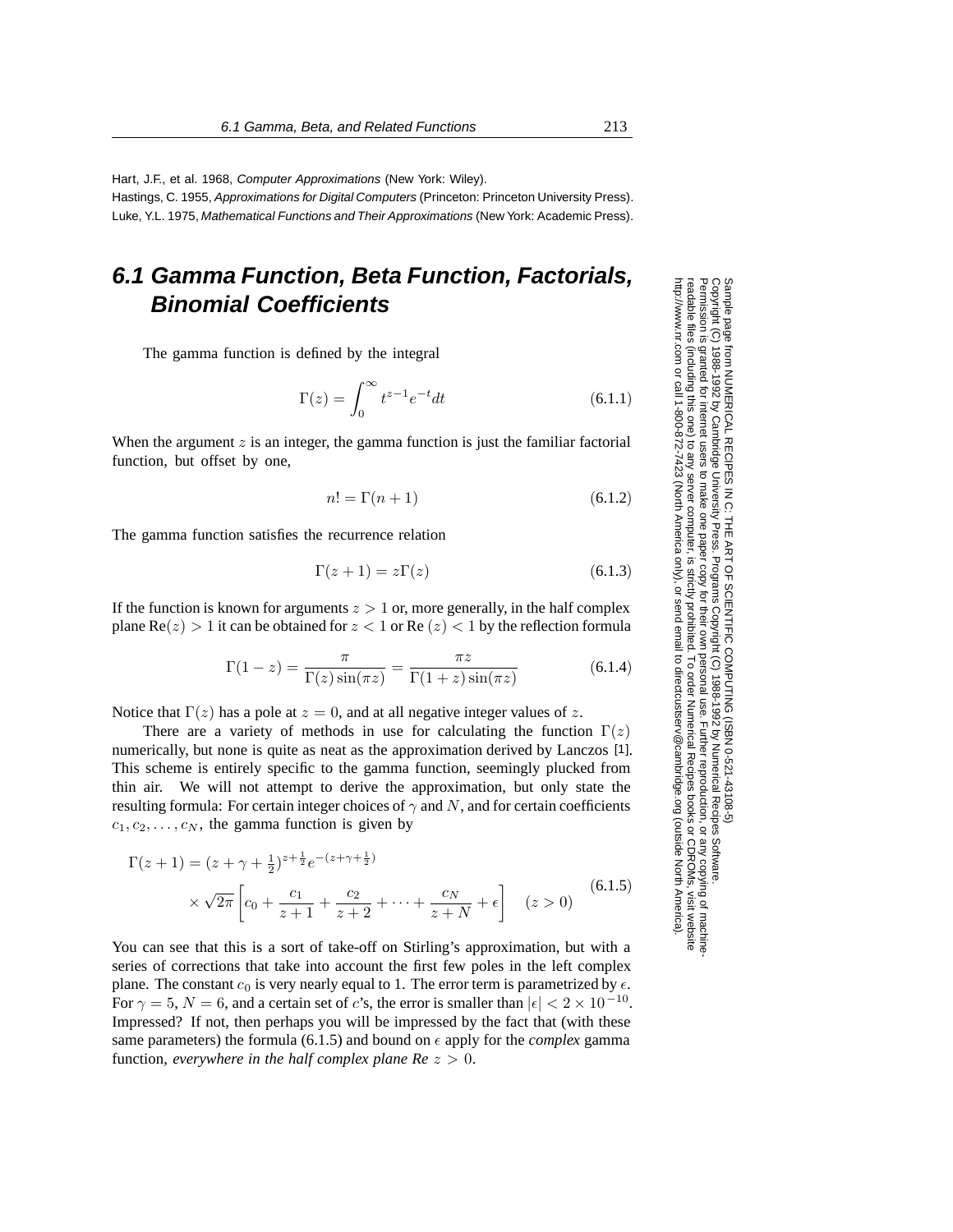Hart, J.F., et al. 1968, *Computer Approximations* (New York: Wiley).

Hastings, C. 1955, *Approximations for Digital Computers* (Princeton: Princeton University Press).

Luke, Y.L. 1975, *Mathematical Functions and Their Approximations* (New York: Academic Press).

# 6.1 Gamma Function, Beta Function, Factorials, Binomial Coefficients

The gamma function is defined by the integral

$$\Gamma(z) = \int_0^\infty t^{z-1} e^{-t} dt \tag{6.1.1}$$

When the argument $z$ is an integer, the gamma function is just the familiar factorial function, but offset by one,

$$n! = \Gamma(n+1) \tag{6.1.2}$$

The gamma function satisfies the recurrence relation

$$\Gamma(z+1) = z\Gamma(z) \tag{6.1.3}$$

If the function is known for arguments $z > 1$ or, more generally, in the half complex plane $\text{Re}(z) > 1$ it can be obtained for $z < 1$ or $\text{Re}\,(z) < 1$ by the reflection formula

$$\Gamma(1-z) = \frac{\pi}{\Gamma(z)\sin(\pi z)} = \frac{\pi z}{\Gamma(1+z)\sin(\pi z)} \tag{6.1.4}$$

Notice that $\Gamma(z)$ has a pole at $z = 0$, and at all negative integer values of $z$.

There are a variety of methods in use for calculating the function $\Gamma(z)$ numerically, but none is quite as neat as the approximation derived by Lanczos [1]. This scheme is entirely specific to the gamma function, seemingly plucked from thin air. We will not attempt to derive the approximation, but only state the resulting formula: For certain integer choices of $\gamma$ and $N$, and for certain coefficients $c_1, c_2, \ldots, c_N$, the gamma function is given by

$$\begin{aligned}\Gamma(z+1) &= (z + \gamma + \tfrac{1}{2})^{z+\frac{1}{2}} e^{-(z+\gamma+\frac{1}{2})} \\ &\quad \times \sqrt{2\pi}\left[c_0 + \frac{c_1}{z+1} + \frac{c_2}{z+2} + \cdots + \frac{c_N}{z+N} + \epsilon\right] \quad (z > 0)\end{aligned} \tag{6.1.5}$$

You can see that this is a sort of take-off on Stirling's approximation, but with a series of corrections that take into account the first few poles in the left complex plane. The constant $c_0$ is very nearly equal to 1. The error term is parametrized by $\epsilon$. For $\gamma = 5$, $N = 6$, and a certain set of $c$'s, the error is smaller than $|\epsilon| < 2 \times 10^{-10}$. Impressed? If not, then perhaps you will be impressed by the fact that (with these same parameters) the formula (6.1.5) and bound on $\epsilon$ apply for the *complex* gamma function, *everywhere in the half complex plane Re* $z > 0$.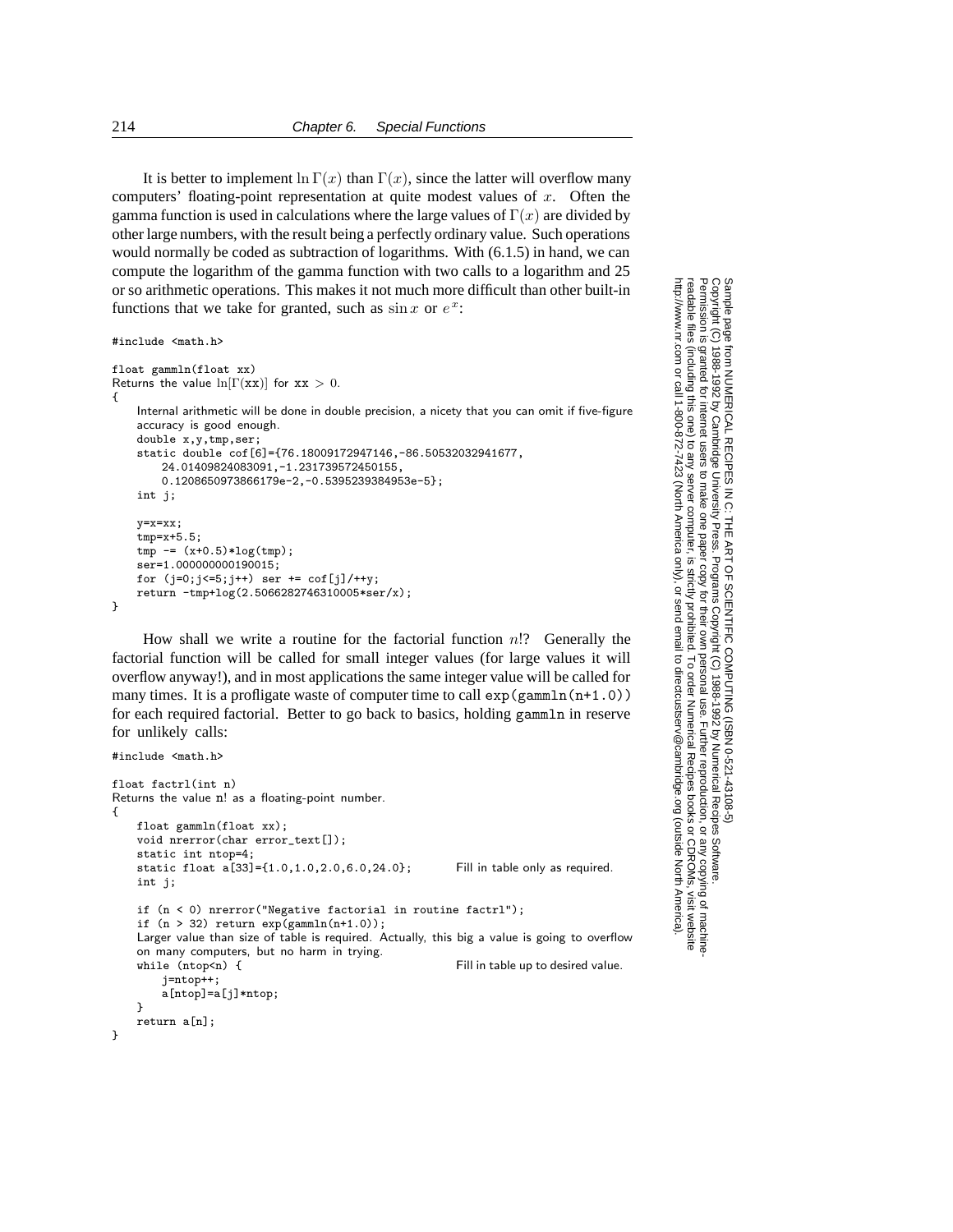It is better to implement $\ln \Gamma(x)$ than $\Gamma(x)$, since the latter will overflow many computers' floating-point representation at quite modest values of $x$. Often the gamma function is used in calculations where the large values of $\Gamma(x)$ are divided by other large numbers, with the result being a perfectly ordinary value. Such operations would normally be coded as subtraction of logarithms. With (6.1.5) in hand, we can compute the logarithm of the gamma function with two calls to a logarithm and 25 or so arithmetic operations. This makes it not much more difficult than other built-in functions that we take for granted, such as $\sin x$ or $e^x$:

```
#include <math.h>

float gammln(float xx)
Returns the value ln[Γ(xx)] for xx > 0.
{
    Internal arithmetic will be done in double precision, a nicety that you can omit if five-figure
    accuracy is good enough.
    double x,y,tmp,ser;
    static double cof[6]={76.18009172947146,-86.50532032941677,
        24.01409824083091,-1.231739572450155,
        0.1208650973866179e-2,-0.5395239384953e-5};
    int j;

    y=x=xx;
    tmp=x+5.5;
    tmp -= (x+0.5)*log(tmp);
    ser=1.000000000190015;
    for (j=0;j<=5;j++) ser += cof[j]/++y;
    return -tmp+log(2.5066282746310005*ser/x);
}
```

How shall we write a routine for the factorial function $n!$? Generally the factorial function will be called for small integer values (for large values it will overflow anyway!), and in most applications the same integer value will be called for many times. It is a profligate waste of computer time to call `exp(gammln(n+1.0))` for each required factorial. Better to go back to basics, holding `gammln` in reserve for unlikely calls:

```
#include <math.h>

float factrl(int n)
Returns the value n! as a floating-point number.
{
    float gammln(float xx);
    void nrerror(char error_text[]);
    static int ntop=4;
    static float a[33]={1.0,1.0,2.0,6.0,24.0};        Fill in table only as required.
    int j;

    if (n < 0) nrerror("Negative factorial in routine factrl");
    if (n > 32) return exp(gammln(n+1.0));
    Larger value than size of table is required. Actually, this big a value is going to overflow
    on many computers, but no harm in trying.
    while (ntop<n) {                                   Fill in table up to desired value.
        j=ntop++;
        a[ntop]=a[j]*ntop;
    }
    return a[n];
}
```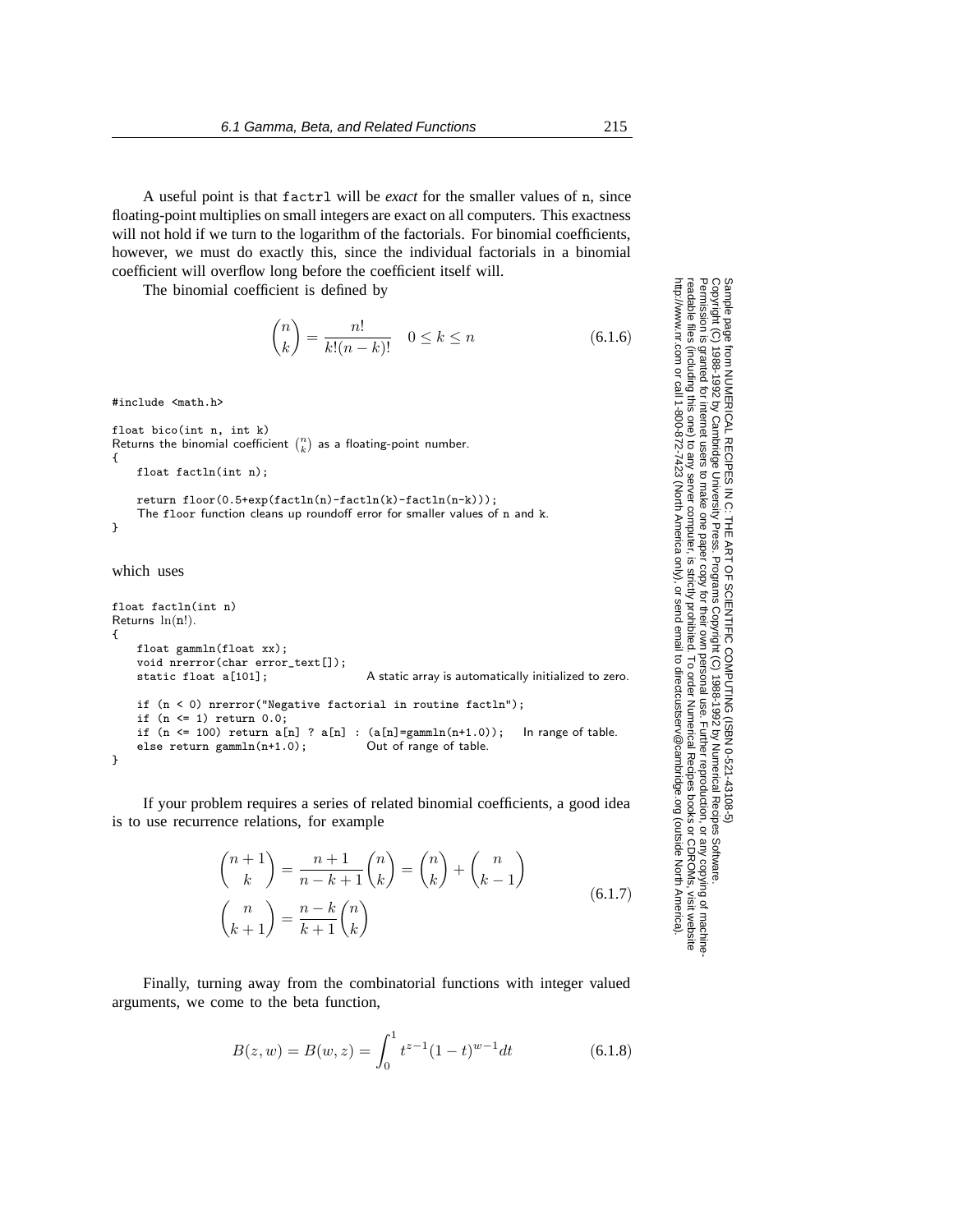A useful point is that `factrl` will be *exact* for the smaller values of `n`, since floating-point multiplies on small integers are exact on all computers. This exactness will not hold if we turn to the logarithm of the factorials. For binomial coefficients, however, we must do exactly this, since the individual factorials in a binomial coefficient will overflow long before the coefficient itself will.

The binomial coefficient is defined by

$$\binom{n}{k} = \frac{n!}{k!(n-k)!} \quad 0 \le k \le n \tag{6.1.6}$$

```
#include <math.h>

float bico(int n, int k)
Returns the binomial coefficient (n k) as a floating-point number.
{
    float factln(int n);

    return floor(0.5+exp(factln(n)-factln(k)-factln(n-k)));
    The floor function cleans up roundoff error for smaller values of n and k.
}
```

which uses

```
float factln(int n)
Returns ln(n!).
{
    float gammln(float xx);
    void nrerror(char error_text[]);
    static float a[101];                A static array is automatically initialized to zero.

    if (n < 0) nrerror("Negative factorial in routine factln");
    if (n <= 1) return 0.0;
    if (n <= 100) return a[n] ? a[n] : (a[n]=gammln(n+1.0));    In range of table.
    else return gammln(n+1.0);          Out of range of table.
}
```

If your problem requires a series of related binomial coefficients, a good idea is to use recurrence relations, for example

$$\begin{aligned}
\binom{n+1}{k} &= \frac{n+1}{n-k+1}\binom{n}{k} = \binom{n}{k} + \binom{n}{k-1} \\
\binom{n}{k+1} &= \frac{n-k}{k+1}\binom{n}{k}
\end{aligned} \tag{6.1.7}$$

Finally, turning away from the combinatorial functions with integer valued arguments, we come to the beta function,

$$B(z,w) = B(w,z) = \int_0^1 t^{z-1}(1-t)^{w-1}dt \tag{6.1.8}$$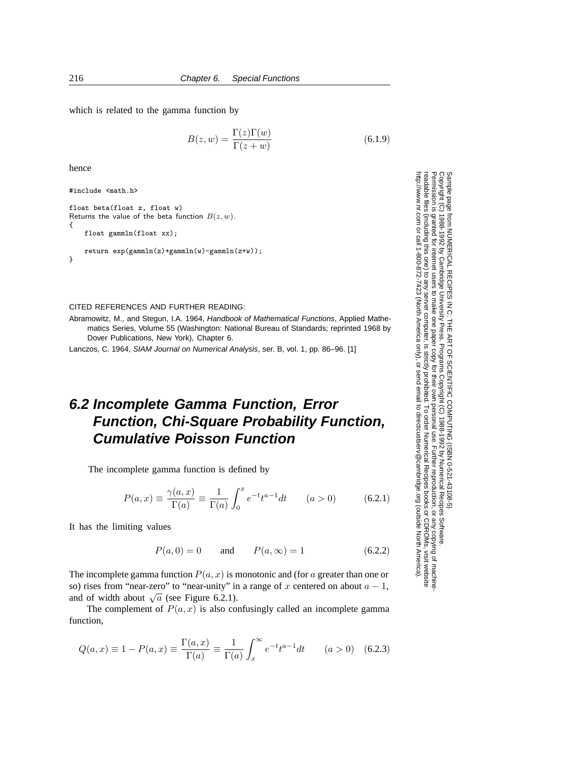which is related to the gamma function by

$$B(z,w) = \frac{\Gamma(z)\Gamma(w)}{\Gamma(z+w)} \tag{6.1.9}$$

hence

```
#include <math.h>

float beta(float z, float w)
Returns the value of the beta function B(z, w).
{
    float gammln(float xx);

    return exp(gammln(z)+gammln(w)-gammln(z+w));
}
```

CITED REFERENCES AND FURTHER READING:

Abramowitz, M., and Stegun, I.A. 1964, *Handbook of Mathematical Functions*, Applied Mathematics Series, Volume 55 (Washington: National Bureau of Standards; reprinted 1968 by Dover Publications, New York), Chapter 6.

Lanczos, C. 1964, *SIAM Journal on Numerical Analysis*, ser. B, vol. 1, pp. 86–96. [1]

## 6.2 Incomplete Gamma Function, Error Function, Chi-Square Probability Function, Cumulative Poisson Function

The incomplete gamma function is defined by

$$P(a,x) \equiv \frac{\gamma(a,x)}{\Gamma(a)} \equiv \frac{1}{\Gamma(a)} \int_0^x e^{-t} t^{a-1} dt \qquad (a > 0) \tag{6.2.1}$$

It has the limiting values

$$P(a,0) = 0 \qquad \text{and} \qquad P(a,\infty) = 1 \tag{6.2.2}$$

The incomplete gamma function $P(a,x)$ is monotonic and (for $a$ greater than one or so) rises from "near-zero" to "near-unity" in a range of $x$ centered on about $a-1$, and of width about $\sqrt{a}$ (see Figure 6.2.1).

The complement of $P(a,x)$ is also confusingly called an incomplete gamma function,

$$Q(a,x) \equiv 1 - P(a,x) \equiv \frac{\Gamma(a,x)}{\Gamma(a)} \equiv \frac{1}{\Gamma(a)} \int_x^\infty e^{-t} t^{a-1} dt \qquad (a > 0) \tag{6.2.3}$$